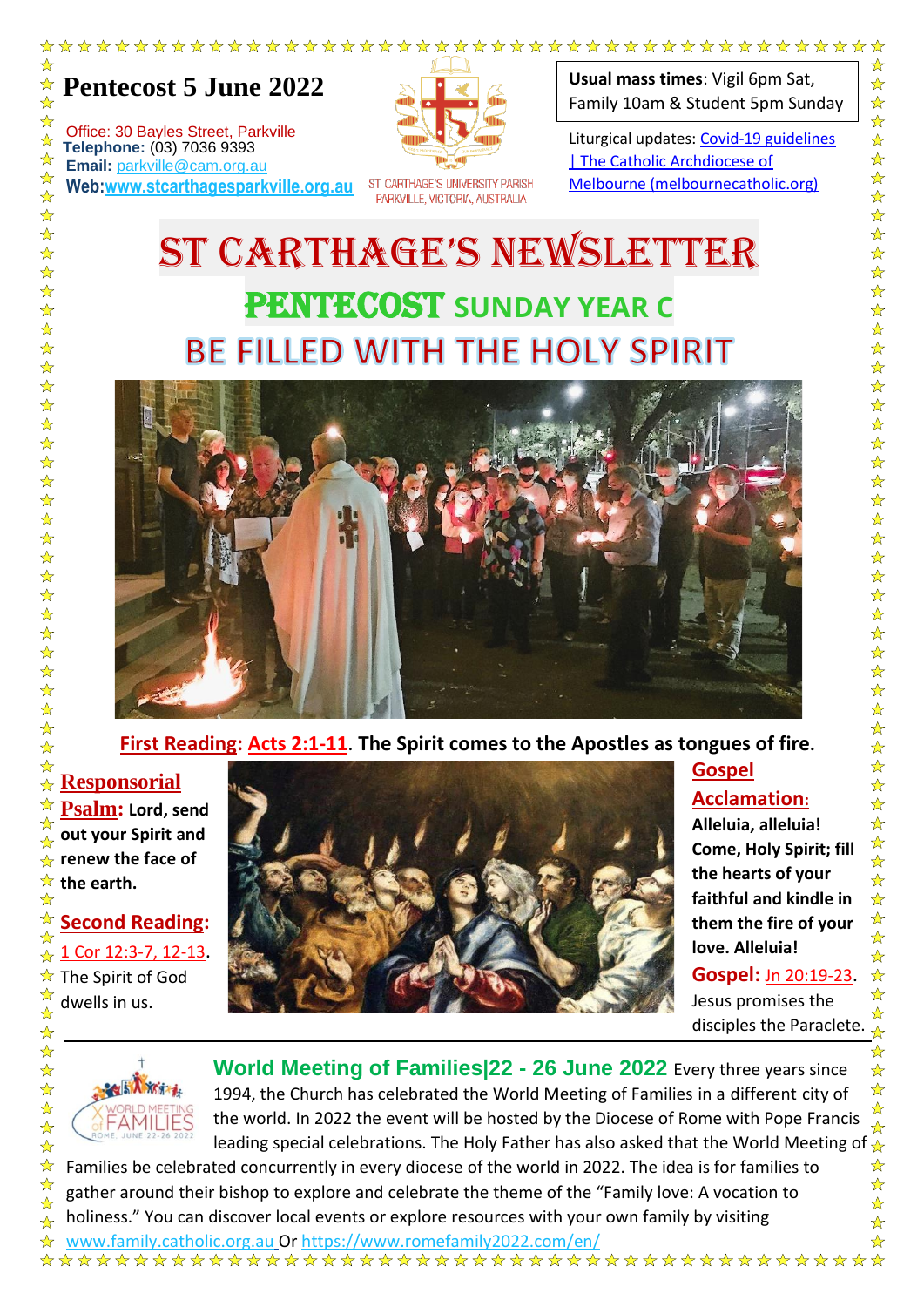# Pentecost 5 June 2022

Office: 30 Bayles Street, Parkville
**Telephone:** (03) 7036 9393
**Email:** parkville@cam.org.au
**Web:** www.stcarthagesparkville.org.au

ST. CARTHAGE'S UNIVERSITY PARISH
PARKVILLE, VICTORIA, AUSTRALIA

**Usual mass times**: Vigil 6pm Sat, Family 10am & Student 5pm Sunday

Liturgical updates: Covid-19 guidelines | The Catholic Archdiocese of Melbourne (melbournecatholic.org)

# ST CARTHAGE'S NEWSLETTER

## PENTECOST SUNDAY YEAR C

## BE FILLED WITH THE HOLY SPIRIT

**First Reading: Acts 2:1-11. The Spirit comes to the Apostles as tongues of fire.**

**Responsorial Psalm:** **Lord, send out your Spirit and renew the face of the earth.**

**Second Reading:** 1 Cor 12:3-7, 12-13. The Spirit of God dwells in us.

**Gospel Acclamation:** **Alleluia, alleluia! Come, Holy Spirit; fill the hearts of your faithful and kindle in them the fire of your love. Alleluia!**

**Gospel:** Jn 20:19-23. Jesus promises the disciples the Paraclete.

---

**World Meeting of Families|22 - 26 June 2022** Every three years since 1994, the Church has celebrated the World Meeting of Families in a different city of the world. In 2022 the event will be hosted by the Diocese of Rome with Pope Francis leading special celebrations. The Holy Father has also asked that the World Meeting of Families be celebrated concurrently in every diocese of the world in 2022. The idea is for families to gather around their bishop to explore and celebrate the theme of the "Family love: A vocation to holiness." You can discover local events or explore resources with your own family by visiting www.family.catholic.org.au Or https://www.romefamily2022.com/en/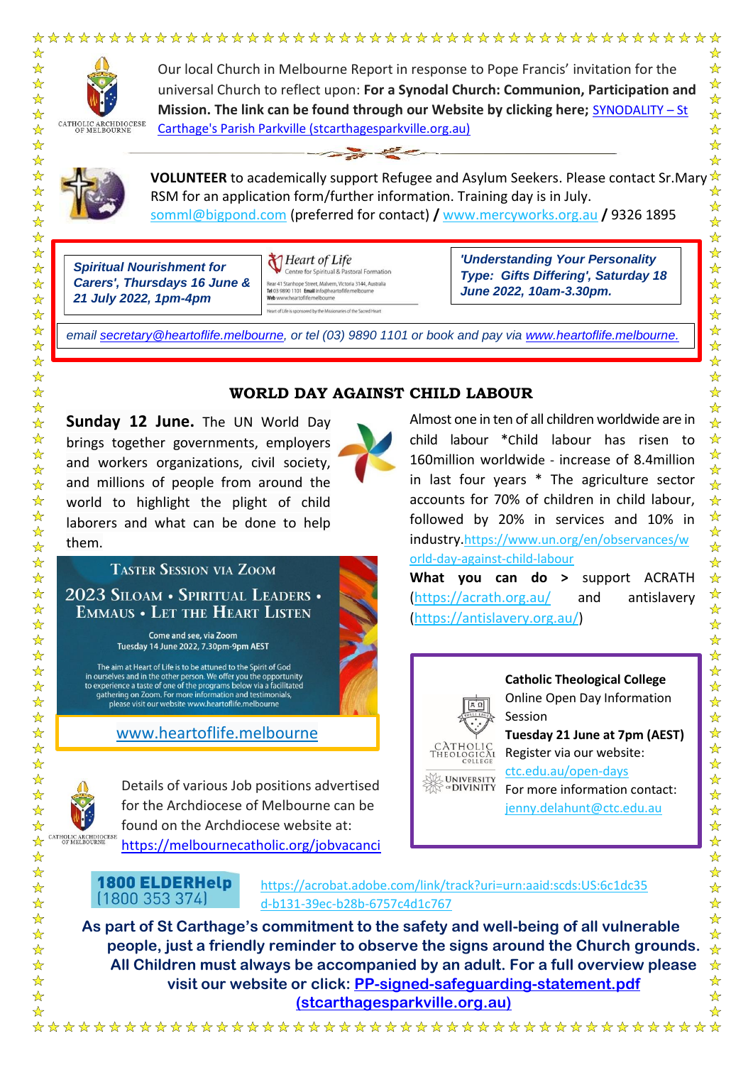Our local Church in Melbourne Report in response to Pope Francis' invitation for the universal Church to reflect upon: **For a Synodal Church: Communion, Participation and Mission. The link can be found through our Website by clicking here;** SYNODALITY – St Carthage's Parish Parkville (stcarthagesparkville.org.au)

**VOLUNTEER** to academically support Refugee and Asylum Seekers. Please contact Sr.Mary RSM for an application form/further information. Training day is in July. somml@bigpond.com (preferred for contact) **/** www.mercyworks.org.au **/** 9326 1895

***Spiritual Nourishment for Carers', Thursdays 16 June & 21 July 2022, 1pm-4pm***

Heart of Life
Centre for Spiritual & Pastoral Formation
Rear 41 Stanhope Street, Malvern, Victoria 3144, Australia
Tel 03 9890 1101 Email info@heartoflife.melbourne
Web www.heartoflife.melbourne
Heart of Life is sponsored by the Missionaries of the Sacred Heart

***'Understanding Your Personality Type: Gifts Differing', Saturday 18 June 2022, 10am-3.30pm.***

*email secretary@heartoflife.melbourne, or tel (03) 9890 1101 or book and pay via www.heartoflife.melbourne.*

## WORLD DAY AGAINST CHILD LABOUR

**Sunday 12 June.** The UN World Day brings together governments, employers and workers organizations, civil society, and millions of people from around the world to highlight the plight of child laborers and what can be done to help them.

Almost one in ten of all children worldwide are in child labour *Child labour has risen to 160million worldwide - increase of 8.4million in last four years * The agriculture sector accounts for 70% of children in child labour, followed by 20% in services and 10% in industry.https://www.un.org/en/observances/world-day-against-child-labour

**What you can do >** support ACRATH (https://acrath.org.au/ and antislavery (https://antislavery.org.au/)

TASTER SESSION VIA ZOOM

2023 SILOAM • SPIRITUAL LEADERS • EMMAUS • LET THE HEART LISTEN

Come and see, via Zoom
Tuesday 14 June 2022, 7.30pm-9pm AEST

The aim at Heart of Life is to be attuned to the Spirit of God in ourselves and in the other person. We offer you the opportunity to experience a taste of one of the programs below via a facilitated gathering on Zoom. For more information and testimonials, please visit our website www.heartoflife.melbourne

www.heartoflife.melbourne

**Catholic Theological College**
Online Open Day Information Session
**Tuesday 21 June at 7pm (AEST)**
Register via our website: ctc.edu.au/open-days
For more information contact: jenny.delahunt@ctc.edu.au

Details of various Job positions advertised for the Archdiocese of Melbourne can be found on the Archdiocese website at: https://melbournecatholic.org/jobvacanci

**1800 ELDERHelp**
(1800 353 374)

https://acrobat.adobe.com/link/track?uri=urn:aaid:scds:US:6c1dc35d-b131-39ec-b28b-6757c4d1c767

**As part of St Carthage's commitment to the safety and well-being of all vulnerable people, just a friendly reminder to observe the signs around the Church grounds. All Children must always be accompanied by an adult. For a full overview please visit our website or click: PP-signed-safeguarding-statement.pdf (stcarthagesparkville.org.au)**